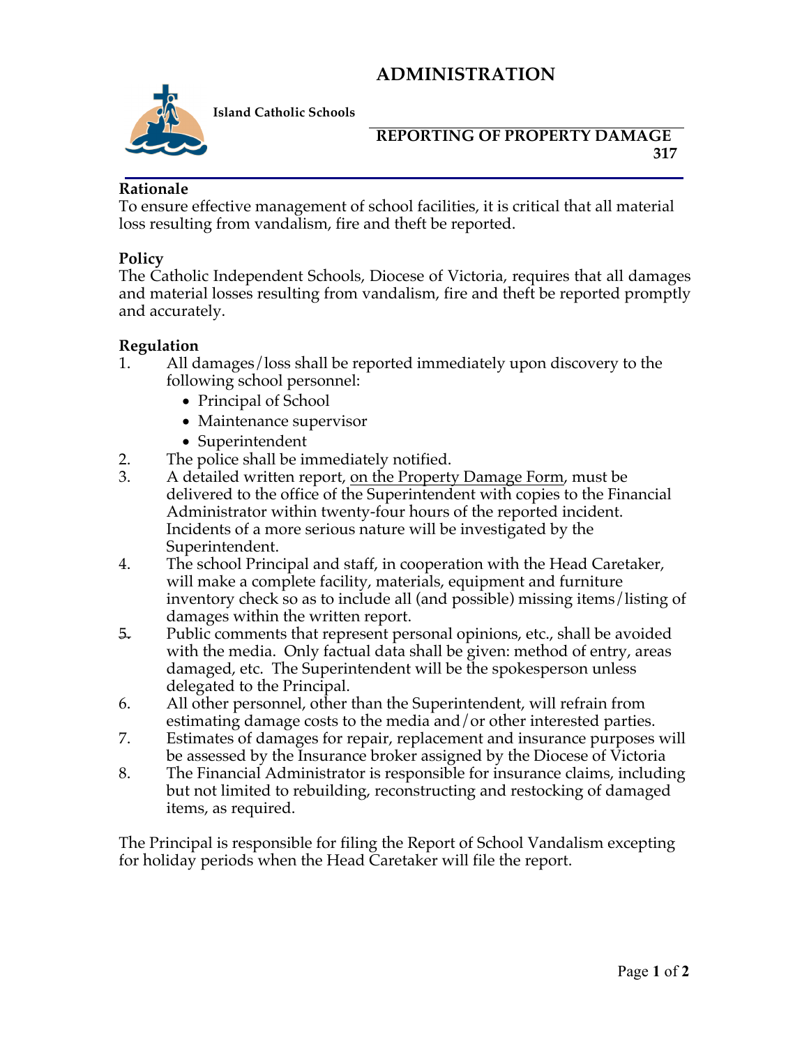# ADMINISTRATION

**Island Catholic Schools**

## REPORTING OF PROPERTY DAMAGE

**317**

### Rationale

To ensure effective management of school facilities, it is critical that all material loss resulting from vandalism, fire and theft be reported.

### Policy

The Catholic Independent Schools, Diocese of Victoria, requires that all damages and material losses resulting from vandalism, fire and theft be reported promptly and accurately.

### Regulation

1. All damages/loss shall be reported immediately upon discovery to the following school personnel:
   - Principal of School
   - Maintenance supervisor
   - Superintendent
2. The police shall be immediately notified.
3. A detailed written report, <u>on the Property Damage Form</u>, must be delivered to the office of the Superintendent with copies to the Financial Administrator within twenty-four hours of the reported incident. Incidents of a more serious nature will be investigated by the Superintendent.
4. The school Principal and staff, in cooperation with the Head Caretaker, will make a complete facility, materials, equipment and furniture inventory check so as to include all (and possible) missing items/listing of damages within the written report.
5. Public comments that represent personal opinions, etc., shall be avoided with the media. Only factual data shall be given: method of entry, areas damaged, etc. The Superintendent will be the spokesperson unless delegated to the Principal.
6. All other personnel, other than the Superintendent, will refrain from estimating damage costs to the media and/or other interested parties.
7. Estimates of damages for repair, replacement and insurance purposes will be assessed by the Insurance broker assigned by the Diocese of Victoria
8. The Financial Administrator is responsible for insurance claims, including but not limited to rebuilding, reconstructing and restocking of damaged items, as required.

The Principal is responsible for filing the Report of School Vandalism excepting for holiday periods when the Head Caretaker will file the report.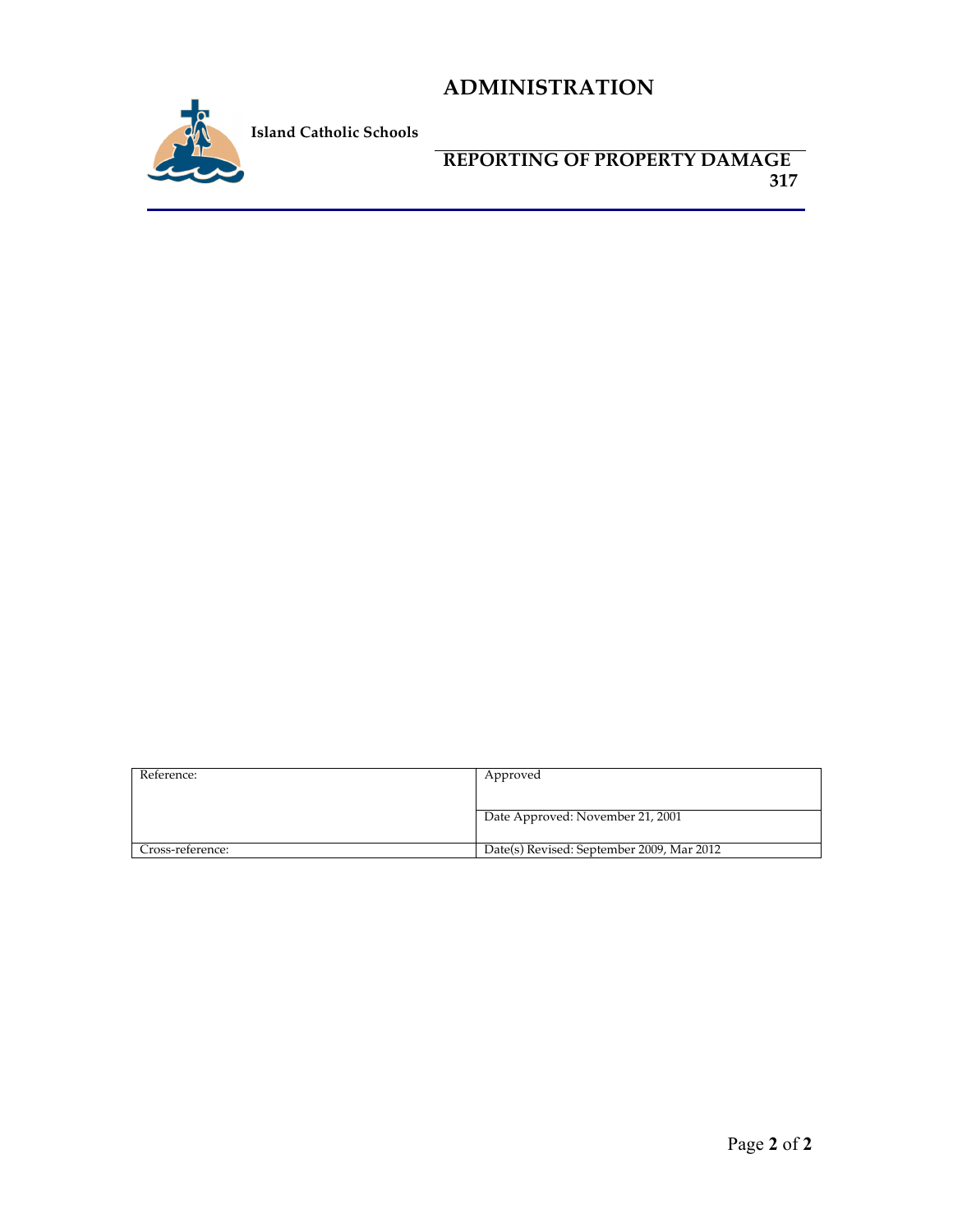| | |
|---|---|
| Reference: | Approved |
| | Date Approved: November 21, 2001 |
| Cross-reference: | Date(s) Revised: September 2009, Mar 2012 |